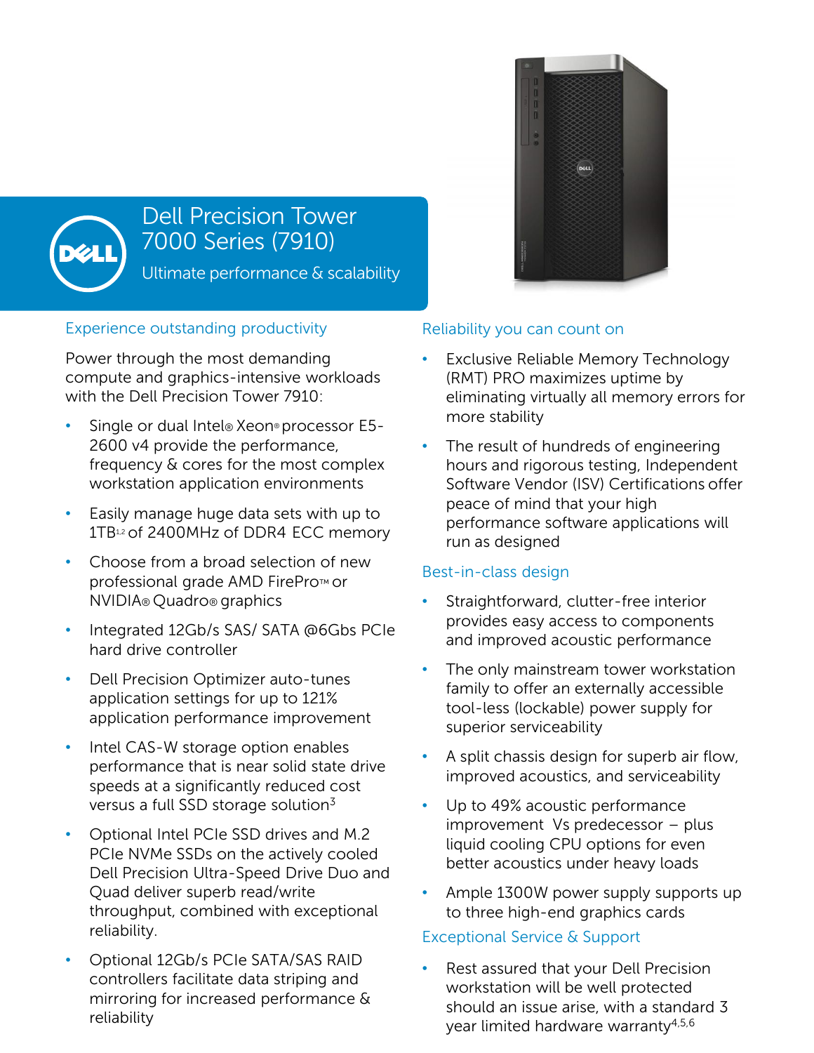# Dell Precision Tower 7000 Series (7910)

Ultimate performance & scalability

## Experience outstanding productivity

Power through the most demanding compute and graphics-intensive workloads with the Dell Precision Tower 7910:

- Single or dual Intel® Xeon® processor E5-2600 v4 provide the performance, frequency & cores for the most complex workstation application environments
- Easily manage huge data sets with up to 1TB[1,2] of 2400MHz of DDR4 ECC memory
- Choose from a broad selection of new professional grade AMD FirePro™ or NVIDIA® Quadro® graphics
- Integrated 12Gb/s SAS/ SATA @6Gbs PCIe hard drive controller
- Dell Precision Optimizer auto-tunes application settings for up to 121% application performance improvement
- Intel CAS-W storage option enables performance that is near solid state drive speeds at a significantly reduced cost versus a full SSD storage solution[3]
- Optional Intel PCIe SSD drives and M.2 PCIe NVMe SSDs on the actively cooled Dell Precision Ultra-Speed Drive Duo and Quad deliver superb read/write throughput, combined with exceptional reliability.
- Optional 12Gb/s PCIe SATA/SAS RAID controllers facilitate data striping and mirroring for increased performance & reliability

## Reliability you can count on

- Exclusive Reliable Memory Technology (RMT) PRO maximizes uptime by eliminating virtually all memory errors for more stability
- The result of hundreds of engineering hours and rigorous testing, Independent Software Vendor (ISV) Certifications offer peace of mind that your high performance software applications will run as designed

## Best-in-class design

- Straightforward, clutter-free interior provides easy access to components and improved acoustic performance
- The only mainstream tower workstation family to offer an externally accessible tool-less (lockable) power supply for superior serviceability
- A split chassis design for superb air flow, improved acoustics, and serviceability
- Up to 49% acoustic performance improvement Vs predecessor – plus liquid cooling CPU options for even better acoustics under heavy loads
- Ample 1300W power supply supports up to three high-end graphics cards

## Exceptional Service & Support

- Rest assured that your Dell Precision workstation will be well protected should an issue arise, with a standard 3 year limited hardware warranty[4,5,6]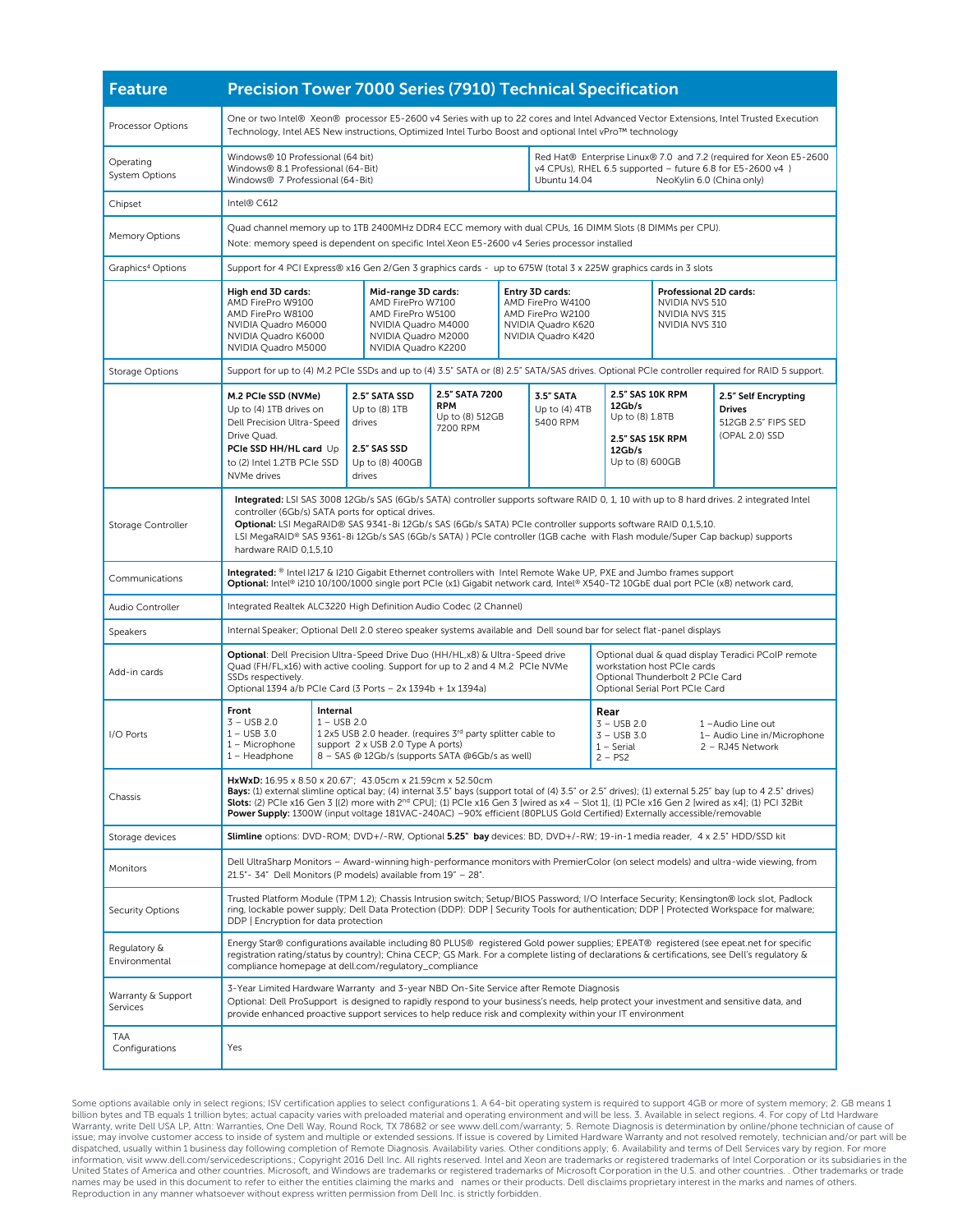| Feature | Precision Tower 7000 Series (7910) Technical Specification |
| --- | --- |
| Processor Options | One or two Intel® Xeon® processor E5-2600 v4 Series with up to 22 cores and Intel Advanced Vector Extensions, Intel Trusted Execution Technology, Intel AES New instructions, Optimized Intel Turbo Boost and optional Intel vPro™ technology |
| Operating System Options | Windows® 10 Professional (64 bit)<br>Windows® 8.1 Professional (64-Bit)<br>Windows® 7 Professional (64-Bit)<br><br>Red Hat® Enterprise Linux® 7.0 and 7.2 (required for Xeon E5-2600 v4 CPUs), RHEL 6.5 supported – future 6.8 for E5-2600 v4 )<br>Ubuntu 14.04 NeoKylin 6.0 (China only) |
| Chipset | Intel® C612 |
| Memory Options | Quad channel memory up to 1TB 2400MHz DDR4 ECC memory with dual CPUs, 16 DIMM Slots (8 DIMMs per CPU).<br>Note: memory speed is dependent on specific Intel Xeon E5-2600 v4 Series processor installed |
| Graphics[4] Options | Support for 4 PCI Express® x16 Gen 2/Gen 3 graphics cards - up to 675W (total 3 x 225W graphics cards in 3 slots |
| | **High end 3D cards:** AMD FirePro W9100, AMD FirePro W8100, NVIDIA Quadro M6000, NVIDIA Quadro K6000, NVIDIA Quadro M5000<br>**Mid-range 3D cards:** AMD FirePro W7100, AMD FirePro W5100, NVIDIA Quadro M4000, NVIDIA Quadro M2000, NVIDIA Quadro K2200<br>**Entry 3D cards:** AMD FirePro W4100, AMD FirePro W2100, NVIDIA Quadro K620, NVIDIA Quadro K420<br>**Professional 2D cards:** NVIDIA NVS 510, NVIDIA NVS 315, NVIDIA NVS 310 |
| Storage Options | Support for up to (4) M.2 PCIe SSDs and up to (4) 3.5" SATA or (8) 2.5" SATA/SAS drives. Optional PCIe controller required for RAID 5 support. |
| | **M.2 PCIe SSD (NVMe)** Up to (4) 1TB drives on Dell Precision Ultra-Speed Drive Quad. **PCIe SSD HH/HL card** Up to (2) Intel 1.2TB PCIe SSD NVMe drives<br>**2.5" SATA SSD** Up to (8) 1TB drives<br>**2.5" SAS SSD** Up to (8) 400GB drives<br>**2.5" SATA 7200 RPM** Up to (8) 512GB 7200 RPM<br>**3.5" SATA** Up to (4) 4TB 5400 RPM<br>**2.5" SAS 10K RPM 12Gb/s** Up to (8) 1.8TB<br>**2.5" SAS 15K RPM 12Gb/s** Up to (8) 600GB<br>**2.5" Self Encrypting Drives** 512GB 2.5" FIPS SED (OPAL 2.0) SSD |
| Storage Controller | **Integrated:** LSI SAS 3008 12Gb/s SAS (6Gb/s SATA) controller supports software RAID 0, 1, 10 with up to 8 hard drives. 2 integrated Intel controller (6Gb/s) SATA ports for optical drives.<br>**Optional:** LSI MegaRAID® SAS 9341-8i 12Gb/s SAS (6Gb/s SATA) PCIe controller supports software RAID 0,1,5,10.<br>LSI MegaRAID® SAS 9361-8i 12Gb/s SAS (6Gb/s SATA) ) PCIe controller (1GB cache with Flash module/Super Cap backup) supports hardware RAID 0,1,5,10 |
| Communications | **Integrated:** ® Intel I217 & I210 Gigabit Ethernet controllers with Intel Remote Wake UP, PXE and Jumbo frames support<br>**Optional:** Intel® i210 10/100/1000 single port PCIe (x1) Gigabit network card, Intel® X540-T2 10GbE dual port PCIe (x8) network card, |
| Audio Controller | Integrated Realtek ALC3220 High Definition Audio Codec (2 Channel) |
| Speakers | Internal Speaker; Optional Dell 2.0 stereo speaker systems available and Dell sound bar for select flat-panel displays |
| Add-in cards | **Optional**: Dell Precision Ultra-Speed Drive Duo (HH/HL,x8) & Ultra-Speed drive Quad (FH/FL,x16) with active cooling. Support for up to 2 and 4 M.2 PCIe NVMe SSDs respectively.<br>Optional 1394 a/b PCIe Card (3 Ports – 2x 1394b + 1x 1394a)<br><br>Optional dual & quad display Teradici PCoIP remote workstation host PCIe cards<br>Optional Thunderbolt 2 PCIe Card<br>Optional Serial Port PCIe Card |
| I/O Ports | **Front**<br>3 – USB 2.0<br>1 – USB 3.0<br>1 – Microphone<br>1 – Headphone<br><br>**Internal**<br>1 – USB 2.0<br>1 2x5 USB 2.0 header. (requires 3rd party splitter cable to support 2 x USB 2.0 Type A ports)<br>8 – SAS @ 12Gb/s (supports SATA @6Gb/s as well)<br><br>**Rear**<br>3 – USB 2.0<br>3 – USB 3.0<br>1 – Serial<br>2 – PS2<br>1 –Audio Line out<br>1– Audio Line in/Microphone<br>2 – RJ45 Network |
| Chassis | **HxWxD:** 16.95 x 8.50 x 20.67"; 43.05cm x 21.59cm x 52.50cm<br>**Bays:** (1) external slimline optical bay; (4) internal 3.5" bays (support total of (4) 3.5" or 2.5" drives); (1) external 5.25" bay (up to 4 2.5" drives)<br>**Slots:** (2) PCIe x16 Gen 3 [(2) more with 2nd CPU]; (1) PCIe x16 Gen 3 [wired as x4 – Slot 1], (1) PCIe x16 Gen 2 [wired as x4]; (1) PCI 32Bit<br>**Power Supply:** 1300W (input voltage 181VAC-240AC) ~90% efficient (80PLUS Gold Certified) Externally accessible/removable |
| Storage devices | **Slimline** options: DVD-ROM; DVD+/-RW, Optional **5.25" bay** devices: BD, DVD+/-RW; 19-in-1 media reader, 4 x 2.5" HDD/SSD kit |
| Monitors | Dell UltraSharp Monitors – Award-winning high-performance monitors with PremierColor (on select models) and ultra-wide viewing, from 21.5"- 34" Dell Monitors (P models) available from 19" – 28". |
| Security Options | Trusted Platform Module (TPM 1.2); Chassis Intrusion switch; Setup/BIOS Password; I/O Interface Security; Kensington® lock slot, Padlock ring, lockable power supply; Dell Data Protection (DDP): DDP \| Security Tools for authentication; DDP \| Protected Workspace for malware; DDP \| Encryption for data protection |
| Regulatory & Environmental | Energy Star® configurations available including 80 PLUS® registered Gold power supplies; EPEAT® registered (see epeat.net for specific registration rating/status by country); China CECP; GS Mark. For a complete listing of declarations & certifications, see Dell's regulatory & compliance homepage at dell.com/regulatory_compliance |
| Warranty & Support Services | 3-Year Limited Hardware Warranty and 3-year NBD On-Site Service after Remote Diagnosis<br>Optional: Dell ProSupport is designed to rapidly respond to your business's needs, help protect your investment and sensitive data, and provide enhanced proactive support services to help reduce risk and complexity within your IT environment |
| TAA Configurations | Yes |

Some options available only in select regions; ISV certification applies to select configurations 1. A 64-bit operating system is required to support 4GB or more of system memory; 2. GB means 1 billion bytes and TB equals 1 trillion bytes; actual capacity varies with preloaded material and operating environment and will be less. 3. Available in select regions. 4. For copy of Ltd Hardware Warranty, write Dell USA LP, Attn: Warranties, One Dell Way, Round Rock, TX 78682 or see www.dell.com/warranty; 5. Remote Diagnosis is determination by online/phone technician of cause of issue; may involve customer access to inside of system and multiple or extended sessions. If issue is covered by Limited Hardware Warranty and not resolved remotely, technician and/or part will be dispatched, usually within 1 business day following completion of Remote Diagnosis. Availability varies. Other conditions apply; 6. Availability and terms of Dell Services vary by region. For more information, visit www.dell.com/servicedescriptions.; Copyright 2016 Dell Inc. All rights reserved. Intel and Xeon are trademarks or registered trademarks of Intel Corporation or its subsidiaries in the United States of America and other countries. Microsoft, and Windows are trademarks or registered trademarks of Microsoft Corporation in the U.S. and other countries. . Other trademarks or trade names may be used in this document to refer to either the entities claiming the marks and names or their products. Dell disclaims proprietary interest in the marks and names of others. Reproduction in any manner whatsoever without express written permission from Dell Inc. is strictly forbidden.